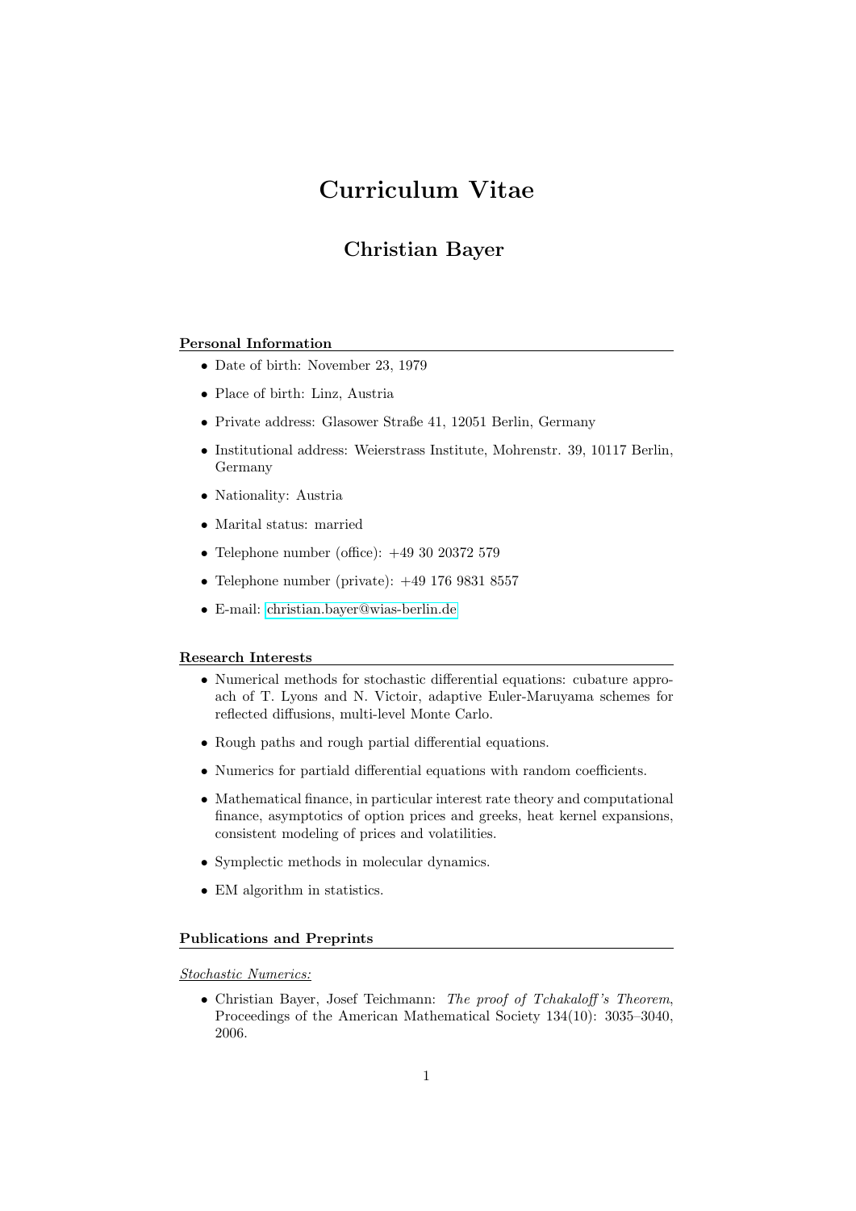# Curriculum Vitae

## Christian Bayer

### Personal Information

- Date of birth: November 23, 1979
- Place of birth: Linz, Austria
- Private address: Glasower Straße 41, 12051 Berlin, Germany
- Institutional address: Weierstrass Institute, Mohrenstr. 39, 10117 Berlin, Germany
- Nationality: Austria
- Marital status: married
- Telephone number (office): +49 30 20372 579
- Telephone number (private): +49 176 9831 8557
- E-mail: christian.bayer@wias-berlin.de

### Research Interests

- Numerical methods for stochastic differential equations: cubature approach of T. Lyons and N. Victoir, adaptive Euler-Maruyama schemes for reflected diffusions, multi-level Monte Carlo.
- Rough paths and rough partial differential equations.
- Numerics for partiald differential equations with random coefficients.
- Mathematical finance, in particular interest rate theory and computational finance, asymptotics of option prices and greeks, heat kernel expansions, consistent modeling of prices and volatilities.
- Symplectic methods in molecular dynamics.
- EM algorithm in statistics.

### Publications and Preprints

_Stochastic Numerics:_

- Christian Bayer, Josef Teichmann: *The proof of Tchakaloff's Theorem*, Proceedings of the American Mathematical Society 134(10): 3035–3040, 2006.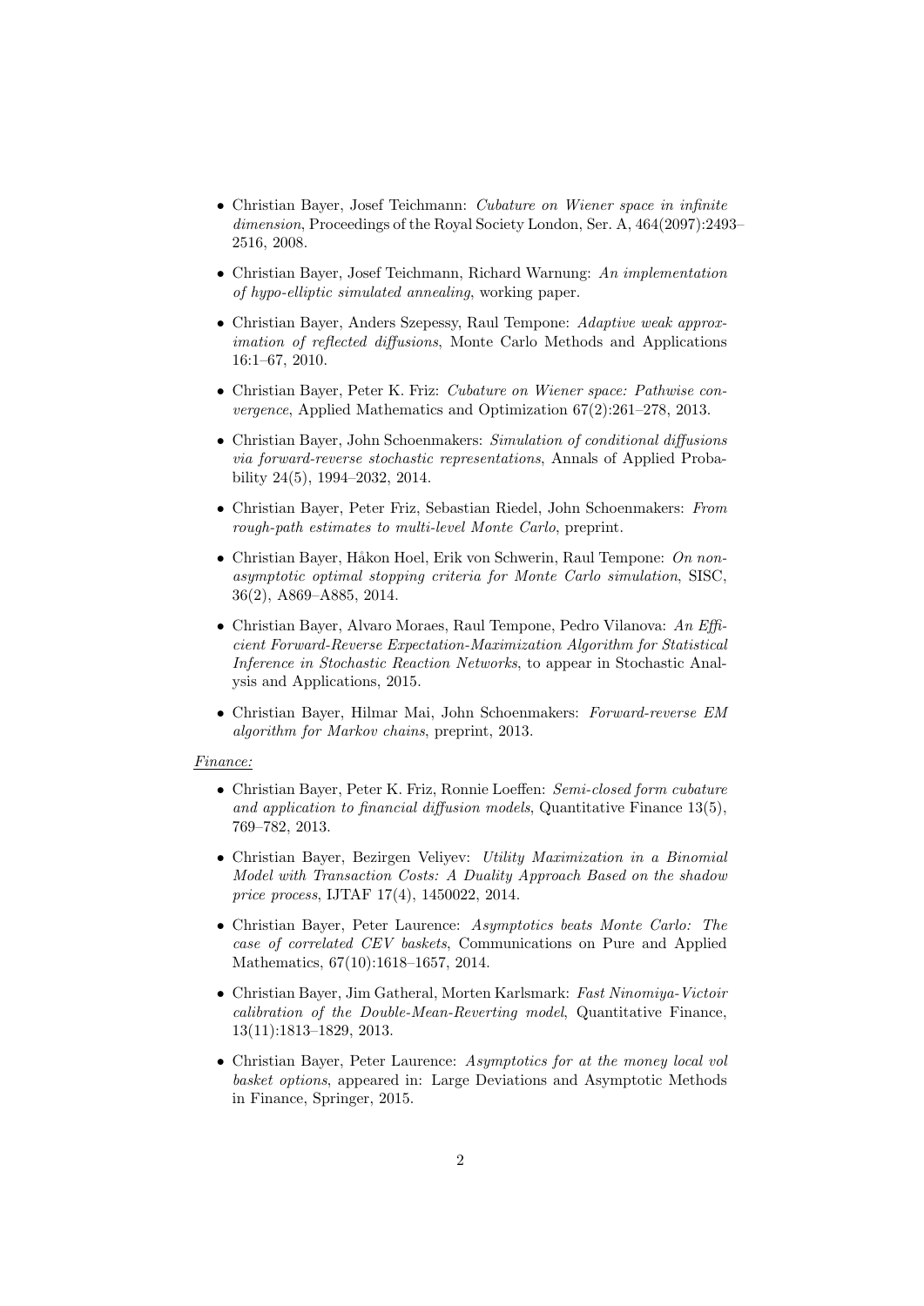- Christian Bayer, Josef Teichmann: *Cubature on Wiener space in infinite dimension*, Proceedings of the Royal Society London, Ser. A, 464(2097):2493–2516, 2008.
- Christian Bayer, Josef Teichmann, Richard Warnung: *An implementation of hypo-elliptic simulated annealing*, working paper.
- Christian Bayer, Anders Szepessy, Raul Tempone: *Adaptive weak approximation of reflected diffusions*, Monte Carlo Methods and Applications 16:1–67, 2010.
- Christian Bayer, Peter K. Friz: *Cubature on Wiener space: Pathwise convergence*, Applied Mathematics and Optimization 67(2):261–278, 2013.
- Christian Bayer, John Schoenmakers: *Simulation of conditional diffusions via forward-reverse stochastic representations*, Annals of Applied Probability 24(5), 1994–2032, 2014.
- Christian Bayer, Peter Friz, Sebastian Riedel, John Schoenmakers: *From rough-path estimates to multi-level Monte Carlo*, preprint.
- Christian Bayer, Håkon Hoel, Erik von Schwerin, Raul Tempone: *On non-asymptotic optimal stopping criteria for Monte Carlo simulation*, SISC, 36(2), A869–A885, 2014.
- Christian Bayer, Alvaro Moraes, Raul Tempone, Pedro Vilanova: *An Efficient Forward-Reverse Expectation-Maximization Algorithm for Statistical Inference in Stochastic Reaction Networks*, to appear in Stochastic Analysis and Applications, 2015.
- Christian Bayer, Hilmar Mai, John Schoenmakers: *Forward-reverse EM algorithm for Markov chains*, preprint, 2013.

<u>*Finance:*</u>

- Christian Bayer, Peter K. Friz, Ronnie Loeffen: *Semi-closed form cubature and application to financial diffusion models*, Quantitative Finance 13(5), 769–782, 2013.
- Christian Bayer, Bezirgen Veliyev: *Utility Maximization in a Binomial Model with Transaction Costs: A Duality Approach Based on the shadow price process*, IJTAF 17(4), 1450022, 2014.
- Christian Bayer, Peter Laurence: *Asymptotics beats Monte Carlo: The case of correlated CEV baskets*, Communications on Pure and Applied Mathematics, 67(10):1618–1657, 2014.
- Christian Bayer, Jim Gatheral, Morten Karlsmark: *Fast Ninomiya-Victoir calibration of the Double-Mean-Reverting model*, Quantitative Finance, 13(11):1813–1829, 2013.
- Christian Bayer, Peter Laurence: *Asymptotics for at the money local vol basket options*, appeared in: Large Deviations and Asymptotic Methods in Finance, Springer, 2015.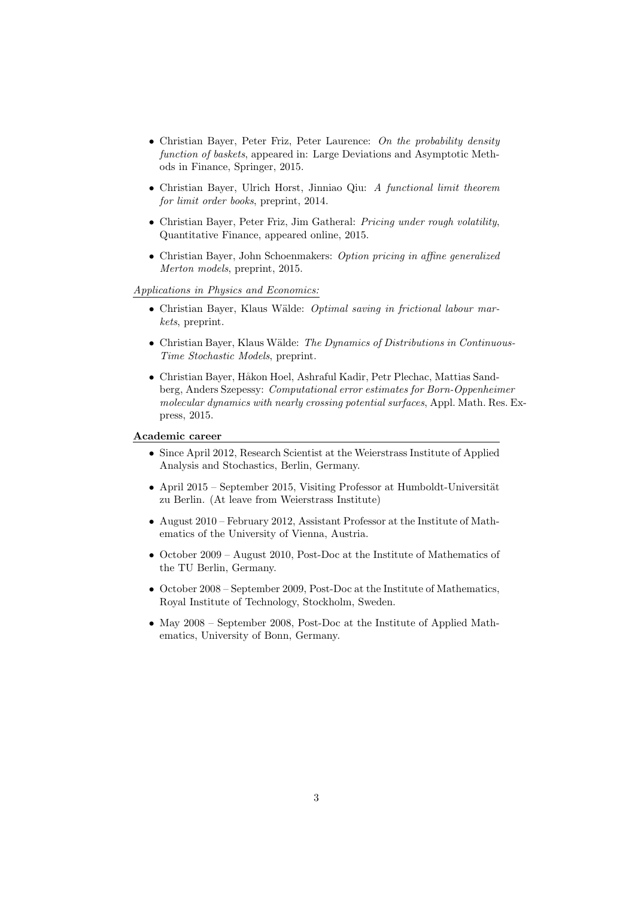- Christian Bayer, Peter Friz, Peter Laurence: *On the probability density function of baskets*, appeared in: Large Deviations and Asymptotic Methods in Finance, Springer, 2015.

- Christian Bayer, Ulrich Horst, Jinniao Qiu: *A functional limit theorem for limit order books*, preprint, 2014.

- Christian Bayer, Peter Friz, Jim Gatheral: *Pricing under rough volatility*, Quantitative Finance, appeared online, 2015.

- Christian Bayer, John Schoenmakers: *Option pricing in affine generalized Merton models*, preprint, 2015.

*Applications in Physics and Economics:*

- Christian Bayer, Klaus Wälde: *Optimal saving in frictional labour markets*, preprint.

- Christian Bayer, Klaus Wälde: *The Dynamics of Distributions in Continuous-Time Stochastic Models*, preprint.

- Christian Bayer, Håkon Hoel, Ashraful Kadir, Petr Plechac, Mattias Sandberg, Anders Szepessy: *Computational error estimates for Born-Oppenheimer molecular dynamics with nearly crossing potential surfaces*, Appl. Math. Res. Express, 2015.

**Academic career**

- Since April 2012, Research Scientist at the Weierstrass Institute of Applied Analysis and Stochastics, Berlin, Germany.

- April 2015 – September 2015, Visiting Professor at Humboldt-Universität zu Berlin. (At leave from Weierstrass Institute)

- August 2010 – February 2012, Assistant Professor at the Institute of Mathematics of the University of Vienna, Austria.

- October 2009 – August 2010, Post-Doc at the Institute of Mathematics of the TU Berlin, Germany.

- October 2008 – September 2009, Post-Doc at the Institute of Mathematics, Royal Institute of Technology, Stockholm, Sweden.

- May 2008 – September 2008, Post-Doc at the Institute of Applied Mathematics, University of Bonn, Germany.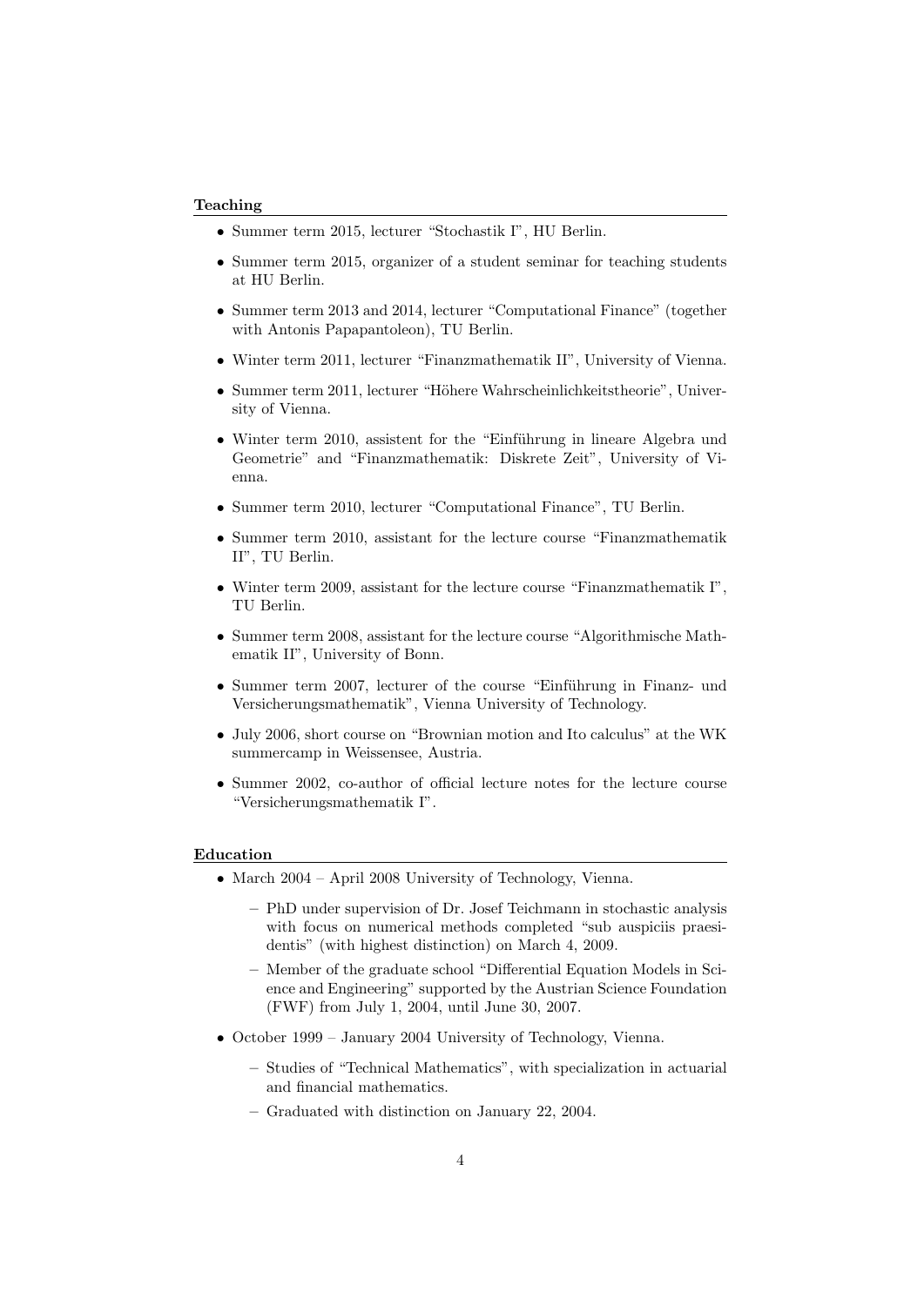## Teaching

- Summer term 2015, lecturer "Stochastik I", HU Berlin.
- Summer term 2015, organizer of a student seminar for teaching students at HU Berlin.
- Summer term 2013 and 2014, lecturer "Computational Finance" (together with Antonis Papapantoleon), TU Berlin.
- Winter term 2011, lecturer "Finanzmathematik II", University of Vienna.
- Summer term 2011, lecturer "Höhere Wahrscheinlichkeitstheorie", University of Vienna.
- Winter term 2010, assistent for the "Einführung in lineare Algebra und Geometrie" and "Finanzmathematik: Diskrete Zeit", University of Vienna.
- Summer term 2010, lecturer "Computational Finance", TU Berlin.
- Summer term 2010, assistant for the lecture course "Finanzmathematik II", TU Berlin.
- Winter term 2009, assistant for the lecture course "Finanzmathematik I", TU Berlin.
- Summer term 2008, assistant for the lecture course "Algorithmische Mathematik II", University of Bonn.
- Summer term 2007, lecturer of the course "Einführung in Finanz- und Versicherungsmathematik", Vienna University of Technology.
- July 2006, short course on "Brownian motion and Ito calculus" at the WK summercamp in Weissensee, Austria.
- Summer 2002, co-author of official lecture notes for the lecture course "Versicherungsmathematik I".

## Education

- March 2004 – April 2008 University of Technology, Vienna.
  - PhD under supervision of Dr. Josef Teichmann in stochastic analysis with focus on numerical methods completed "sub auspiciis praesidentis" (with highest distinction) on March 4, 2009.
  - Member of the graduate school "Differential Equation Models in Science and Engineering" supported by the Austrian Science Foundation (FWF) from July 1, 2004, until June 30, 2007.
- October 1999 – January 2004 University of Technology, Vienna.
  - Studies of "Technical Mathematics", with specialization in actuarial and financial mathematics.
  - Graduated with distinction on January 22, 2004.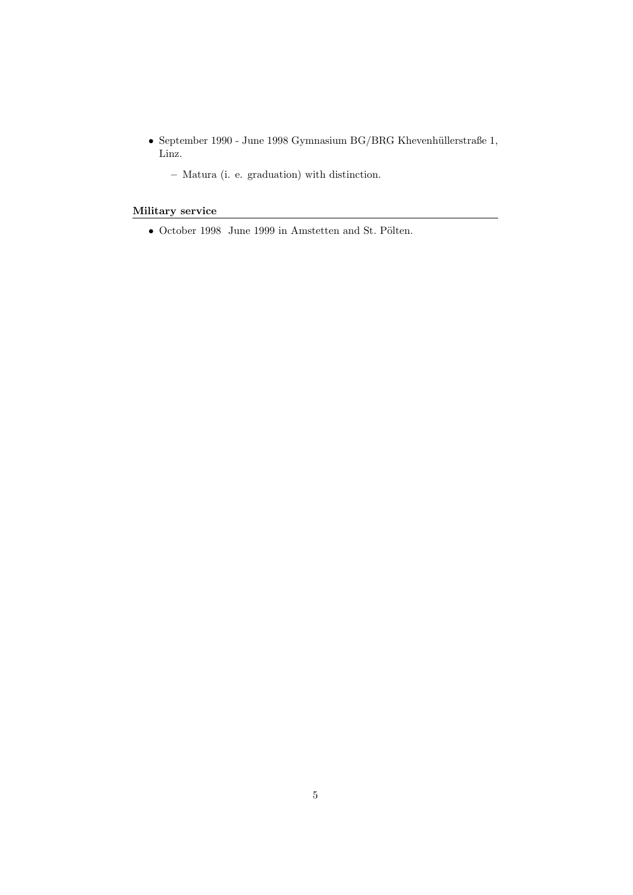- September 1990 - June 1998 Gymnasium BG/BRG Khevenhüllerstraße 1, Linz.
  - Matura (i. e. graduation) with distinction.

### Military service

- October 1998  June 1999 in Amstetten and St. Pölten.